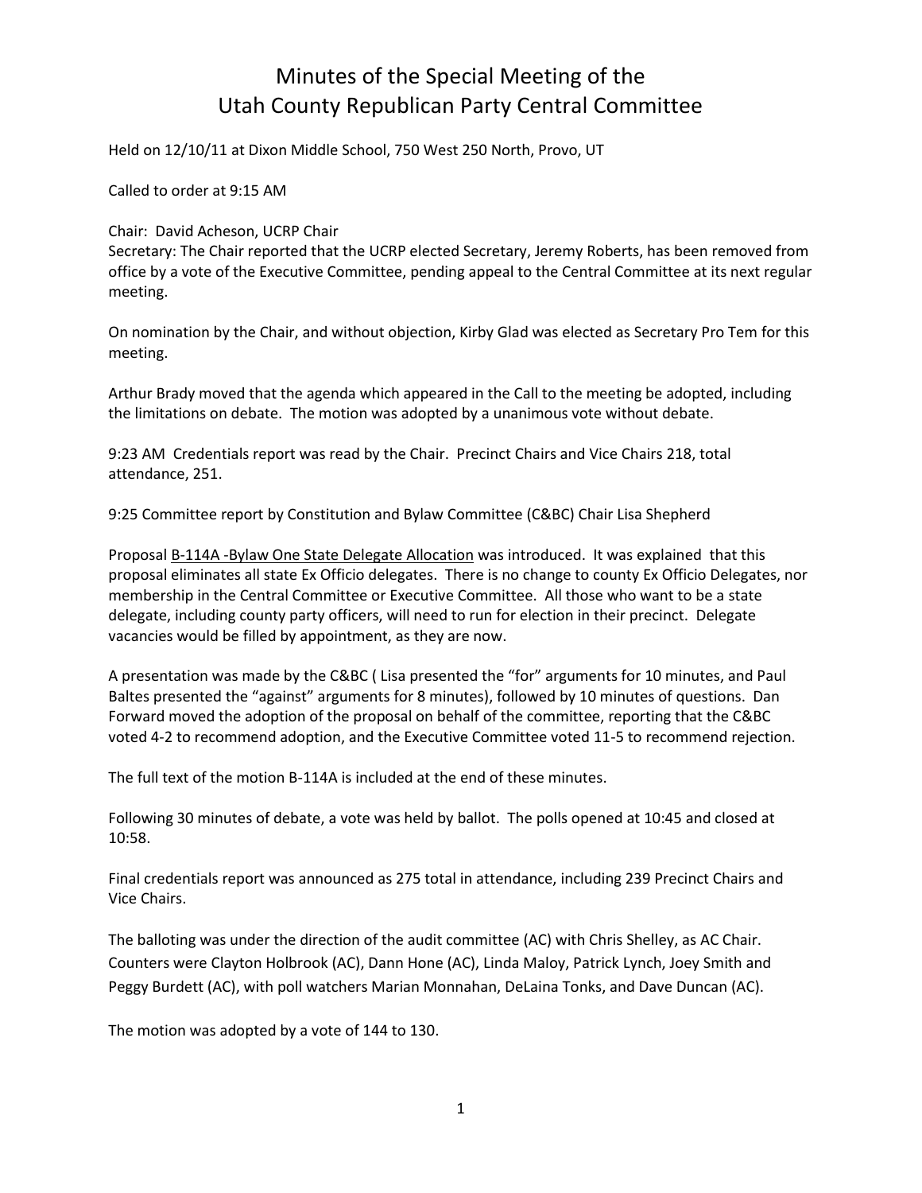# Minutes of the Special Meeting of the Utah County Republican Party Central Committee

Held on 12/10/11 at Dixon Middle School, 750 West 250 North, Provo, UT

Called to order at 9:15 AM

Chair: David Acheson, UCRP Chair
Secretary: The Chair reported that the UCRP elected Secretary, Jeremy Roberts, has been removed from office by a vote of the Executive Committee, pending appeal to the Central Committee at its next regular meeting.

On nomination by the Chair, and without objection, Kirby Glad was elected as Secretary Pro Tem for this meeting.

Arthur Brady moved that the agenda which appeared in the Call to the meeting be adopted, including the limitations on debate. The motion was adopted by a unanimous vote without debate.

9:23 AM Credentials report was read by the Chair. Precinct Chairs and Vice Chairs 218, total attendance, 251.

9:25 Committee report by Constitution and Bylaw Committee (C&BC) Chair Lisa Shepherd

Proposal <u>B-114A -Bylaw One State Delegate Allocation</u> was introduced. It was explained that this proposal eliminates all state Ex Officio delegates. There is no change to county Ex Officio Delegates, nor membership in the Central Committee or Executive Committee. All those who want to be a state delegate, including county party officers, will need to run for election in their precinct. Delegate vacancies would be filled by appointment, as they are now.

A presentation was made by the C&BC ( Lisa presented the "for" arguments for 10 minutes, and Paul Baltes presented the "against" arguments for 8 minutes), followed by 10 minutes of questions. Dan Forward moved the adoption of the proposal on behalf of the committee, reporting that the C&BC voted 4-2 to recommend adoption, and the Executive Committee voted 11-5 to recommend rejection.

The full text of the motion B-114A is included at the end of these minutes.

Following 30 minutes of debate, a vote was held by ballot. The polls opened at 10:45 and closed at 10:58.

Final credentials report was announced as 275 total in attendance, including 239 Precinct Chairs and Vice Chairs.

The balloting was under the direction of the audit committee (AC) with Chris Shelley, as AC Chair. Counters were Clayton Holbrook (AC), Dann Hone (AC), Linda Maloy, Patrick Lynch, Joey Smith and Peggy Burdett (AC), with poll watchers Marian Monnahan, DeLaina Tonks, and Dave Duncan (AC).

The motion was adopted by a vote of 144 to 130.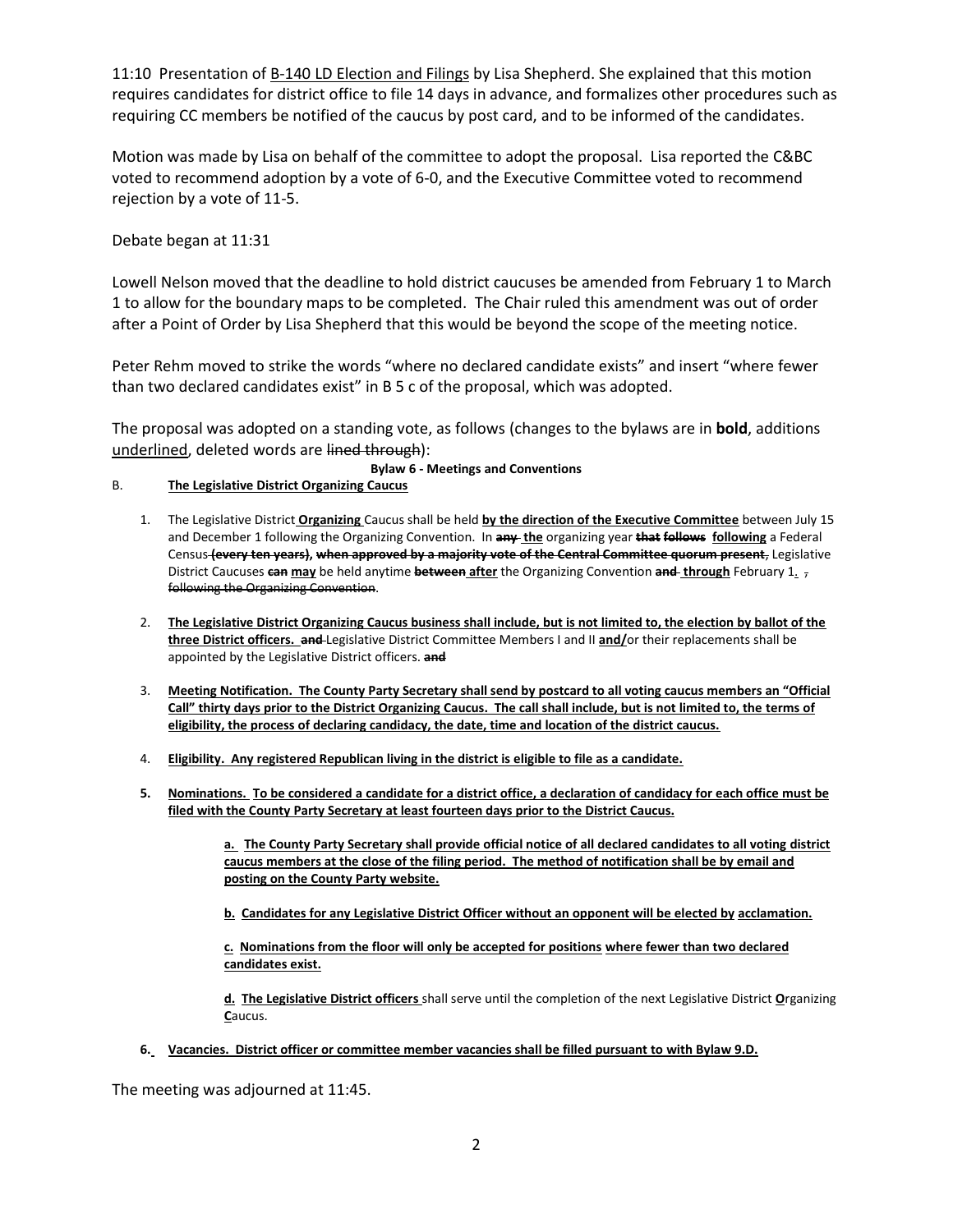11:10 Presentation of <u>B-140 LD Election and Filings</u> by Lisa Shepherd. She explained that this motion requires candidates for district office to file 14 days in advance, and formalizes other procedures such as requiring CC members be notified of the caucus by post card, and to be informed of the candidates.

Motion was made by Lisa on behalf of the committee to adopt the proposal. Lisa reported the C&BC voted to recommend adoption by a vote of 6-0, and the Executive Committee voted to recommend rejection by a vote of 11-5.

Debate began at 11:31

Lowell Nelson moved that the deadline to hold district caucuses be amended from February 1 to March 1 to allow for the boundary maps to be completed. The Chair ruled this amendment was out of order after a Point of Order by Lisa Shepherd that this would be beyond the scope of the meeting notice.

Peter Rehm moved to strike the words "where no declared candidate exists" and insert "where fewer than two declared candidates exist" in B 5 c of the proposal, which was adopted.

The proposal was adopted on a standing vote, as follows (changes to the bylaws are in **bold**, additions <u>underlined</u>, deleted words are ~~lined through~~):

**Bylaw 6 - Meetings and Conventions**

B. **<u>The Legislative District Organizing Caucus</u>**

1. The Legislative District **<u>Organizing</u>** Caucus shall be held **<u>by the direction of the Executive Committee</u>** between July 15 and December 1 following the Organizing Convention. In **~~any~~** **<u>the</u>** organizing year **~~that follows~~** **<u>following</u>** a Federal Census **~~(every ten years), when approved by a majority vote of the Central Committee quorum present~~**, Legislative District Caucuses **~~can~~** **<u>may</u>** be held anytime **~~between~~** **<u>after</u>** the Organizing Convention **~~and~~** **<u>through</u>** February 1<u>.</u> ~~, following the Organizing Convention~~.

2. **<u>The Legislative District Organizing Caucus business shall include, but is not limited to, the election by ballot of the three District officers.</u>** **~~and~~** Legislative District Committee Members I and II **<u>and/</u>**or their replacements shall be appointed by the Legislative District officers. **~~and~~**

3. **<u>Meeting Notification. The County Party Secretary shall send by postcard to all voting caucus members an "Official Call" thirty days prior to the District Organizing Caucus. The call shall include, but is not limited to, the terms of eligibility, the process of declaring candidacy, the date, time and location of the district caucus.</u>**

4. **<u>Eligibility. Any registered Republican living in the district is eligible to file as a candidate.</u>**

5. **<u>Nominations. To be considered a candidate for a district office, a declaration of candidacy for each office must be filed with the County Party Secretary at least fourteen days prior to the District Caucus.</u>**

    **<u>a. The County Party Secretary shall provide official notice of all declared candidates to all voting district caucus members at the close of the filing period. The method of notification shall be by email and posting on the County Party website.</u>**

    **<u>b. Candidates for any Legislative District Officer without an opponent will be elected by acclamation.</u>**

    **<u>c. Nominations from the floor will only be accepted for positions where fewer than two declared candidates exist.</u>**

    **<u>d. The Legislative District officers</u>** shall serve until the completion of the next Legislative District **<u>O</u>**rganizing **<u>C</u>**aucus.

6. **<u>Vacancies. District officer or committee member vacancies shall be filled pursuant to with Bylaw 9.D.</u>**

The meeting was adjourned at 11:45.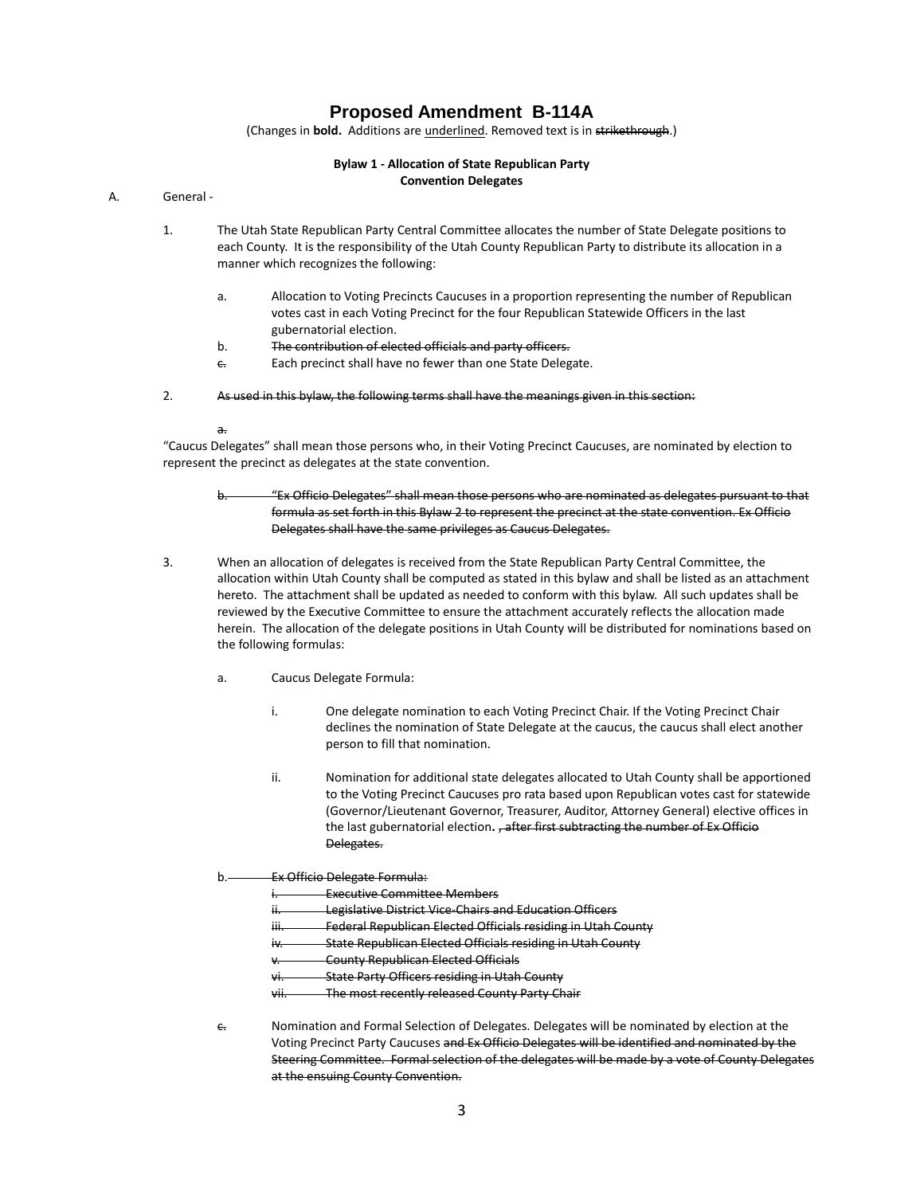# Proposed Amendment B-114A

(Changes in **bold.** Additions are <u>underlined</u>. Removed text is in ~~strikethrough~~.)

**Bylaw 1 - Allocation of State Republican Party Convention Delegates**

A. General -

1. The Utah State Republican Party Central Committee allocates the number of State Delegate positions to each County. It is the responsibility of the Utah County Republican Party to distribute its allocation in a manner which recognizes the following:

    a. Allocation to Voting Precincts Caucuses in a proportion representing the number of Republican votes cast in each Voting Precinct for the four Republican Statewide Officers in the last gubernatorial election.

    b. ~~The contribution of elected officials and party officers.~~

    ~~c.~~ Each precinct shall have no fewer than one State Delegate.

2. ~~As used in this bylaw, the following terms shall have the meanings given in this section:~~

    ~~a.~~

"Caucus Delegates" shall mean those persons who, in their Voting Precinct Caucuses, are nominated by election to represent the precinct as delegates at the state convention.

    ~~b. "Ex Officio Delegates" shall mean those persons who are nominated as delegates pursuant to that formula as set forth in this Bylaw 2 to represent the precinct at the state convention. Ex Officio Delegates shall have the same privileges as Caucus Delegates.~~

3. When an allocation of delegates is received from the State Republican Party Central Committee, the allocation within Utah County shall be computed as stated in this bylaw and shall be listed as an attachment hereto. The attachment shall be updated as needed to conform with this bylaw. All such updates shall be reviewed by the Executive Committee to ensure the attachment accurately reflects the allocation made herein. The allocation of the delegate positions in Utah County will be distributed for nominations based on the following formulas:

    a. Caucus Delegate Formula:

        i. One delegate nomination to each Voting Precinct Chair. If the Voting Precinct Chair declines the nomination of State Delegate at the caucus, the caucus shall elect another person to fill that nomination.

        ii. Nomination for additional state delegates allocated to Utah County shall be apportioned to the Voting Precinct Caucuses pro rata based upon Republican votes cast for statewide (Governor/Lieutenant Governor, Treasurer, Auditor, Attorney General) elective offices in the last gubernatorial election**.** ~~, after first subtracting the number of Ex Officio Delegates.~~

    b. ~~Ex Officio Delegate Formula:~~

        ~~i. Executive Committee Members~~

        ~~ii. Legislative District Vice-Chairs and Education Officers~~

        ~~iii. Federal Republican Elected Officials residing in Utah County~~

        ~~iv. State Republican Elected Officials residing in Utah County~~

        ~~v. County Republican Elected Officials~~

        ~~vi. State Party Officers residing in Utah County~~

        ~~vii. The most recently released County Party Chair~~

    ~~c.~~ Nomination and Formal Selection of Delegates. Delegates will be nominated by election at the Voting Precinct Party Caucuses ~~and Ex Officio Delegates will be identified and nominated by the Steering Committee. Formal selection of the delegates will be made by a vote of County Delegates at the ensuing County Convention.~~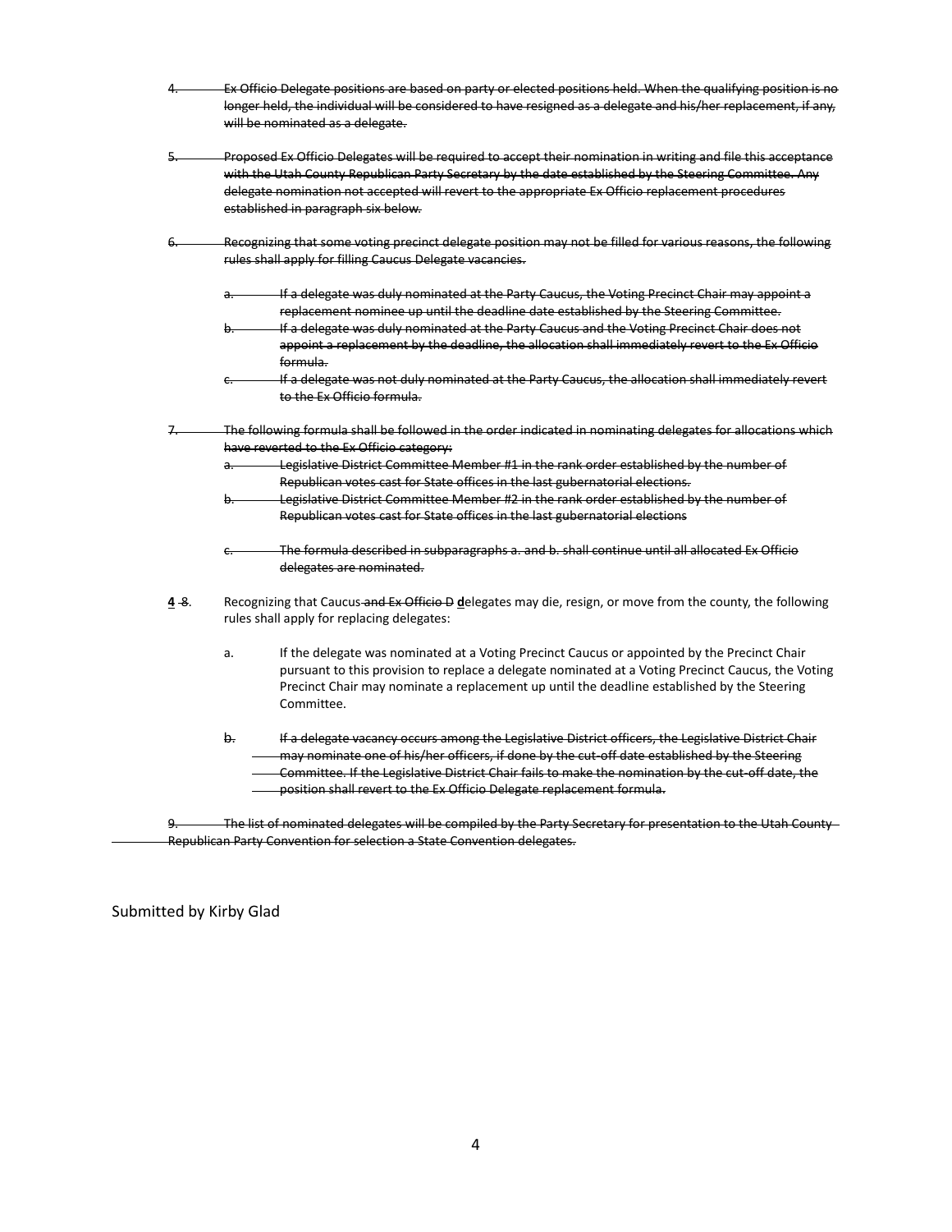~~4. Ex Officio Delegate positions are based on party or elected positions held. When the qualifying position is no longer held, the individual will be considered to have resigned as a delegate and his/her replacement, if any, will be nominated as a delegate.~~

~~5. Proposed Ex Officio Delegates will be required to accept their nomination in writing and file this acceptance with the Utah County Republican Party Secretary by the date established by the Steering Committee. Any delegate nomination not accepted will revert to the appropriate Ex Officio replacement procedures established in paragraph six below.~~

~~6. Recognizing that some voting precinct delegate position may not be filled for various reasons, the following rules shall apply for filling Caucus Delegate vacancies.~~

~~a. If a delegate was duly nominated at the Party Caucus, the Voting Precinct Chair may appoint a replacement nominee up until the deadline date established by the Steering Committee.~~
~~b. If a delegate was duly nominated at the Party Caucus and the Voting Precinct Chair does not appoint a replacement by the deadline, the allocation shall immediately revert to the Ex Officio formula.~~
~~c. If a delegate was not duly nominated at the Party Caucus, the allocation shall immediately revert to the Ex Officio formula.~~

~~7. The following formula shall be followed in the order indicated in nominating delegates for allocations which have reverted to the Ex Officio category:~~
~~a. Legislative District Committee Member #1 in the rank order established by the number of Republican votes cast for State offices in the last gubernatorial elections.~~
~~b. Legislative District Committee Member #2 in the rank order established by the number of Republican votes cast for State offices in the last gubernatorial elections~~

~~c. The formula described in subparagraphs a. and b. shall continue until all allocated Ex Officio delegates are nominated.~~

**4** ~~8~~. Recognizing that Caucus ~~and Ex Officio D~~ **d**elegates may die, resign, or move from the county, the following rules shall apply for replacing delegates:

a. If the delegate was nominated at a Voting Precinct Caucus or appointed by the Precinct Chair pursuant to this provision to replace a delegate nominated at a Voting Precinct Caucus, the Voting Precinct Chair may nominate a replacement up until the deadline established by the Steering Committee.

~~b. If a delegate vacancy occurs among the Legislative District officers, the Legislative District Chair may nominate one of his/her officers, if done by the cut-off date established by the Steering Committee. If the Legislative District Chair fails to make the nomination by the cut-off date, the position shall revert to the Ex Officio Delegate replacement formula.~~

~~9. The list of nominated delegates will be compiled by the Party Secretary for presentation to the Utah County Republican Party Convention for selection a State Convention delegates.~~

Submitted by Kirby Glad